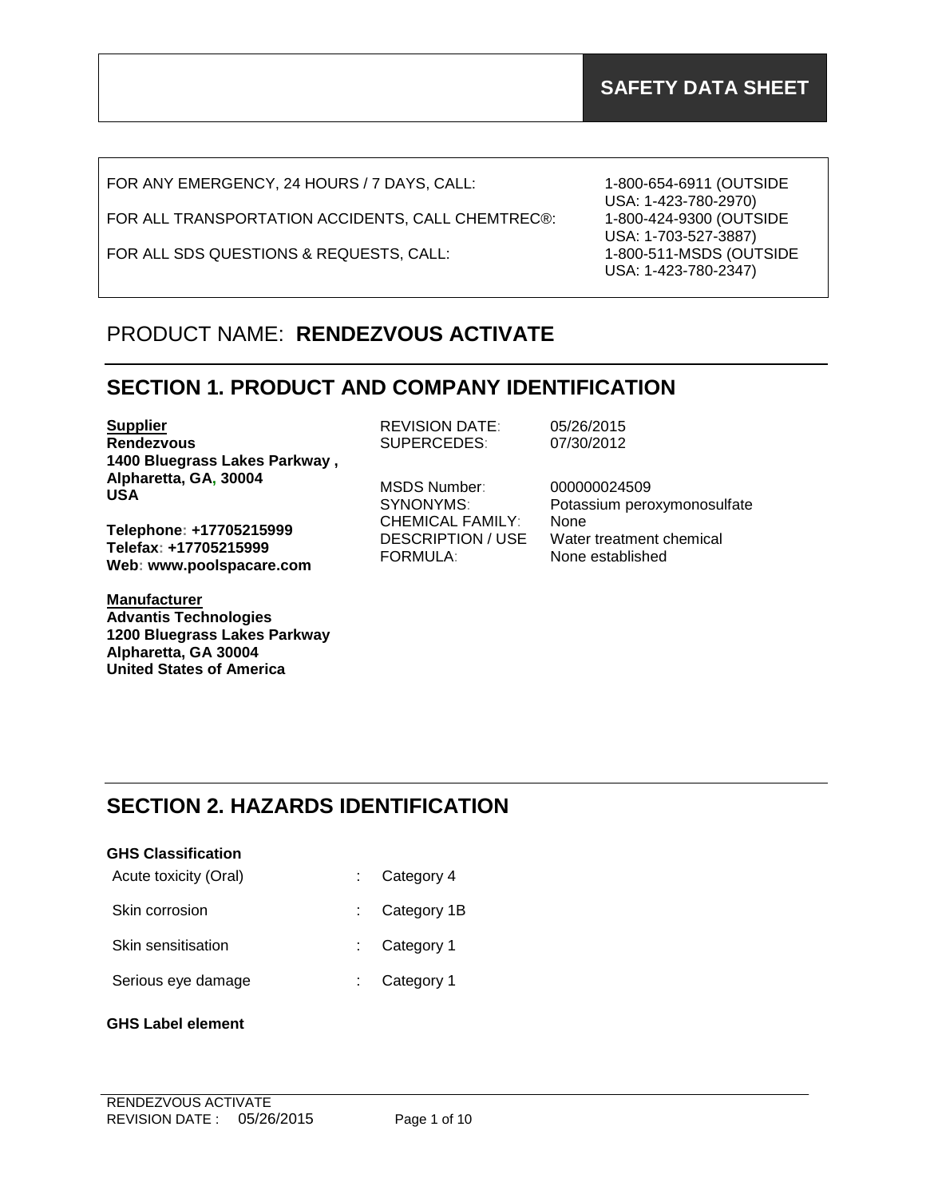# SAFETY DATA SHEET

| | |
|---|---|
| FOR ANY EMERGENCY, 24 HOURS / 7 DAYS, CALL: | 1-800-654-6911 (OUTSIDE USA: 1-423-780-2970) |
| FOR ALL TRANSPORTATION ACCIDENTS, CALL CHEMTREC®: | 1-800-424-9300 (OUTSIDE USA: 1-703-527-3887) |
| FOR ALL SDS QUESTIONS & REQUESTS, CALL: | 1-800-511-MSDS (OUTSIDE USA: 1-423-780-2347) |

## PRODUCT NAME: **RENDEZVOUS ACTIVATE**

## SECTION 1. PRODUCT AND COMPANY IDENTIFICATION

**Supplier**
**Rendezvous**
**1400 Bluegrass Lakes Parkway ,**
**Alpharetta, GA, 30004**
**USA**

**Telephone: +17705215999**
**Telefax: +17705215999**
**Web: www.poolspacare.com**

**Manufacturer**
**Advantis Technologies**
**1200 Bluegrass Lakes Parkway**
**Alpharetta, GA 30004**
**United States of America**

| | |
|---|---|
| REVISION DATE: | 05/26/2015 |
| SUPERCEDES: | 07/30/2012 |
| MSDS Number: | 000000024509 |
| SYNONYMS: | Potassium peroxymonosulfate |
| CHEMICAL FAMILY: | None |
| DESCRIPTION / USE | Water treatment chemical |
| FORMULA: | None established |

## SECTION 2. HAZARDS IDENTIFICATION

**GHS Classification**

| | | |
|---|---|---|
| Acute toxicity (Oral) | : | Category 4 |
| Skin corrosion | : | Category 1B |
| Skin sensitisation | : | Category 1 |
| Serious eye damage | : | Category 1 |

**GHS Label element**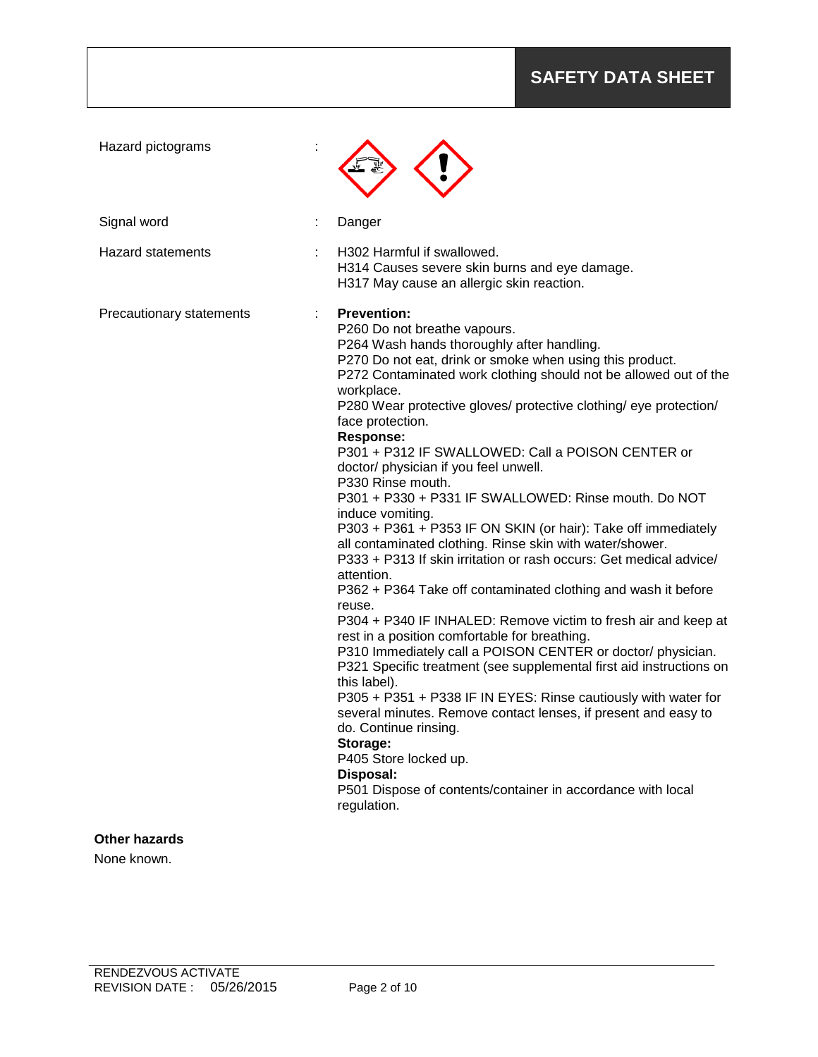Hazard pictograms :

Signal word : Danger

Hazard statements : H302 Harmful if swallowed.
H314 Causes severe skin burns and eye damage.
H317 May cause an allergic skin reaction.

Precautionary statements :

**Prevention:**

P260 Do not breathe vapours.
P264 Wash hands thoroughly after handling.
P270 Do not eat, drink or smoke when using this product.
P272 Contaminated work clothing should not be allowed out of the workplace.
P280 Wear protective gloves/ protective clothing/ eye protection/ face protection.

**Response:**

P301 + P312 IF SWALLOWED: Call a POISON CENTER or doctor/ physician if you feel unwell.
P330 Rinse mouth.
P301 + P330 + P331 IF SWALLOWED: Rinse mouth. Do NOT induce vomiting.
P303 + P361 + P353 IF ON SKIN (or hair): Take off immediately all contaminated clothing. Rinse skin with water/shower.
P333 + P313 If skin irritation or rash occurs: Get medical advice/ attention.
P362 + P364 Take off contaminated clothing and wash it before reuse.
P304 + P340 IF INHALED: Remove victim to fresh air and keep at rest in a position comfortable for breathing.
P310 Immediately call a POISON CENTER or doctor/ physician.
P321 Specific treatment (see supplemental first aid instructions on this label).
P305 + P351 + P338 IF IN EYES: Rinse cautiously with water for several minutes. Remove contact lenses, if present and easy to do. Continue rinsing.

**Storage:**

P405 Store locked up.

**Disposal:**

P501 Dispose of contents/container in accordance with local regulation.

**Other hazards**

None known.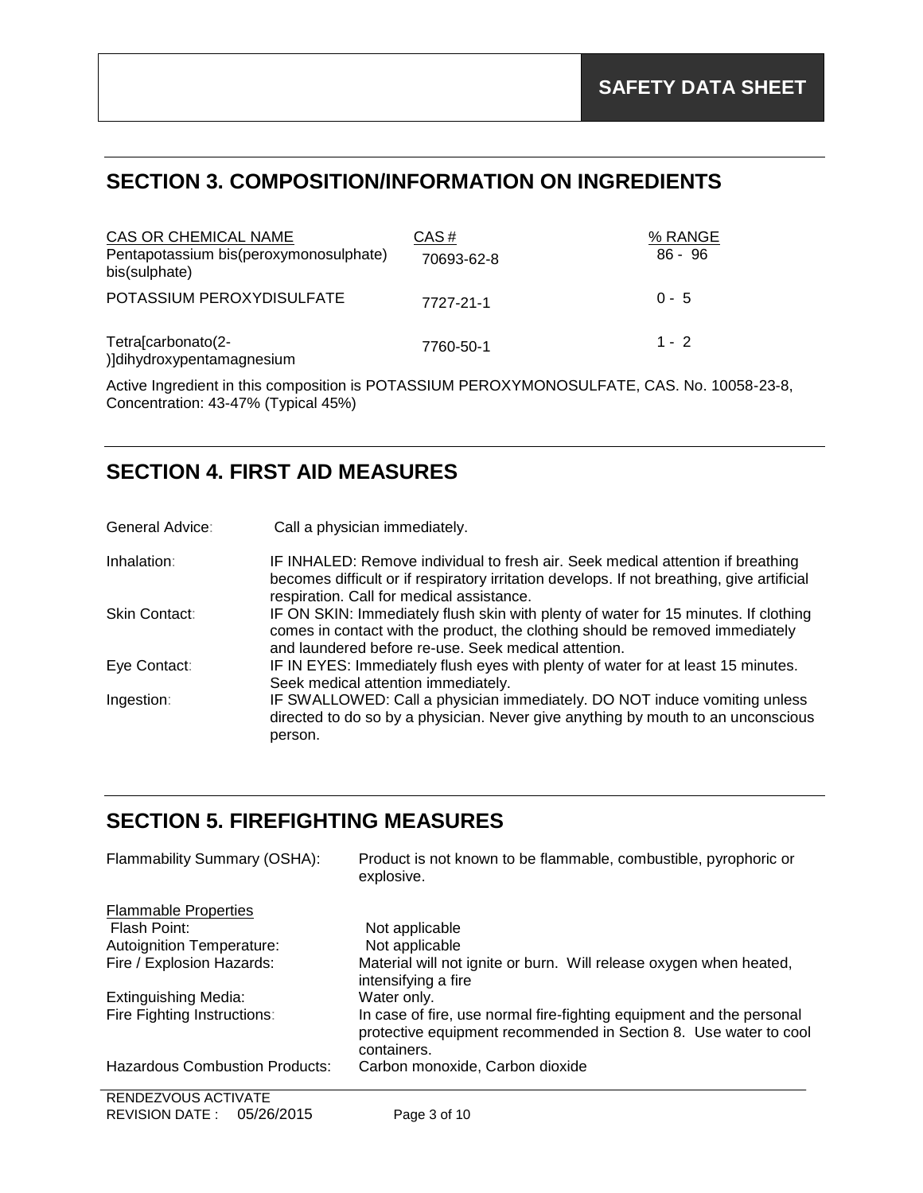**SAFETY DATA SHEET**

## SECTION 3. COMPOSITION/INFORMATION ON INGREDIENTS

| CAS OR CHEMICAL NAME | CAS # | % RANGE |
|---|---|---|
| Pentapotassium bis(peroxymonosulphate) bis(sulphate) | 70693-62-8 | 86 - 96 |
| POTASSIUM PEROXYDISULFATE | 7727-21-1 | 0 - 5 |
| Tetra[carbonato(2-)]dihydroxypentamagnesium | 7760-50-1 | 1 - 2 |

Active Ingredient in this composition is POTASSIUM PEROXYMONOSULFATE, CAS. No. 10058-23-8, Concentration: 43-47% (Typical 45%)

## SECTION 4. FIRST AID MEASURES

General Advice: Call a physician immediately.

Inhalation: IF INHALED: Remove individual to fresh air. Seek medical attention if breathing becomes difficult or if respiratory irritation develops. If not breathing, give artificial respiration. Call for medical assistance.

Skin Contact: IF ON SKIN: Immediately flush skin with plenty of water for 15 minutes. If clothing comes in contact with the product, the clothing should be removed immediately and laundered before re-use. Seek medical attention.

Eye Contact: IF IN EYES: Immediately flush eyes with plenty of water for at least 15 minutes. Seek medical attention immediately.

Ingestion: IF SWALLOWED: Call a physician immediately. DO NOT induce vomiting unless directed to do so by a physician. Never give anything by mouth to an unconscious person.

## SECTION 5. FIREFIGHTING MEASURES

Flammability Summary (OSHA): Product is not known to be flammable, combustible, pyrophoric or explosive.

Flammable Properties

Flash Point: Not applicable

Autoignition Temperature: Not applicable

Fire / Explosion Hazards: Material will not ignite or burn. Will release oxygen when heated, intensifying a fire

Extinguishing Media: Water only.

Fire Fighting Instructions: In case of fire, use normal fire-fighting equipment and the personal protective equipment recommended in Section 8. Use water to cool containers.

Hazardous Combustion Products: Carbon monoxide, Carbon dioxide

RENDEZVOUS ACTIVATE
REVISION DATE : 05/26/2015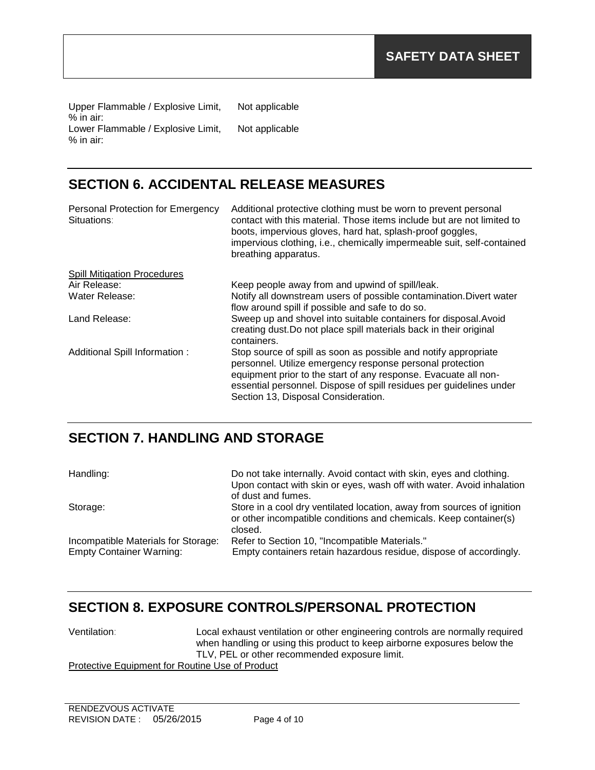| | |
|---|---|
| Upper Flammable / Explosive Limit, % in air: | Not applicable |
| Lower Flammable / Explosive Limit, % in air: | Not applicable |

## SECTION 6. ACCIDENTAL RELEASE MEASURES

| | |
|---|---|
| Personal Protection for Emergency Situations: | Additional protective clothing must be worn to prevent personal contact with this material. Those items include but are not limited to boots, impervious gloves, hard hat, splash-proof goggles, impervious clothing, i.e., chemically impermeable suit, self-contained breathing apparatus. |

<u>Spill Mitigation Procedures</u>

| | |
|---|---|
| Air Release: | Keep people away from and upwind of spill/leak. |
| Water Release: | Notify all downstream users of possible contamination.Divert water flow around spill if possible and safe to do so. |
| Land Release: | Sweep up and shovel into suitable containers for disposal.Avoid creating dust.Do not place spill materials back in their original containers. |
| Additional Spill Information : | Stop source of spill as soon as possible and notify appropriate personnel. Utilize emergency response personal protection equipment prior to the start of any response. Evacuate all non-essential personnel. Dispose of spill residues per guidelines under Section 13, Disposal Consideration. |

## SECTION 7. HANDLING AND STORAGE

| | |
|---|---|
| Handling: | Do not take internally. Avoid contact with skin, eyes and clothing. Upon contact with skin or eyes, wash off with water. Avoid inhalation of dust and fumes. |
| Storage: | Store in a cool dry ventilated location, away from sources of ignition or other incompatible conditions and chemicals. Keep container(s) closed. |
| Incompatible Materials for Storage: | Refer to Section 10, "Incompatible Materials." |
| Empty Container Warning: | Empty containers retain hazardous residue, dispose of accordingly. |

## SECTION 8. EXPOSURE CONTROLS/PERSONAL PROTECTION

| | |
|---|---|
| Ventilation: | Local exhaust ventilation or other engineering controls are normally required when handling or using this product to keep airborne exposures below the TLV, PEL or other recommended exposure limit. |

<u>Protective Equipment for Routine Use of Product</u>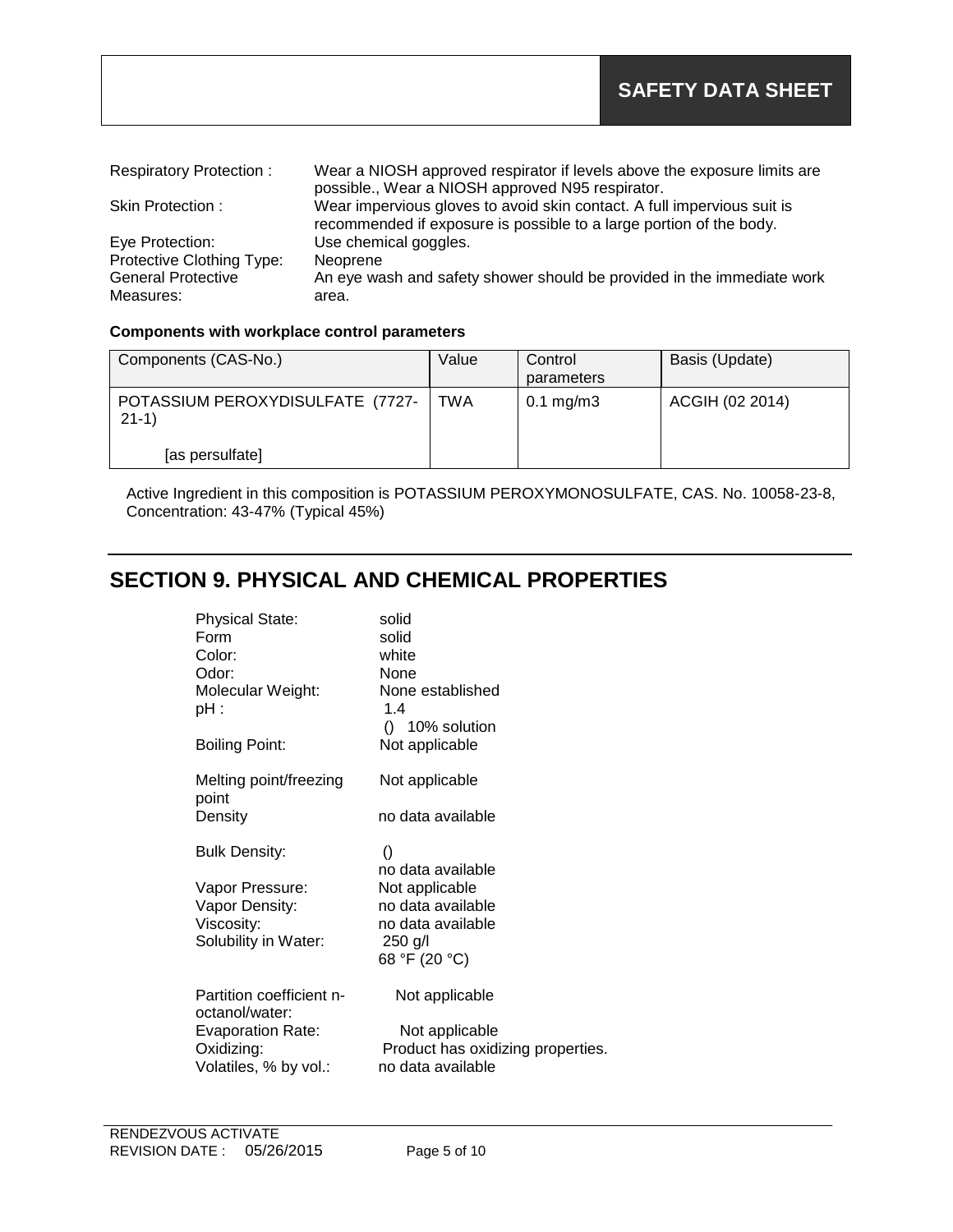Respiratory Protection : Wear a NIOSH approved respirator if levels above the exposure limits are possible., Wear a NIOSH approved N95 respirator.
Skin Protection : Wear impervious gloves to avoid skin contact. A full impervious suit is recommended if exposure is possible to a large portion of the body.
Eye Protection: Use chemical goggles.
Protective Clothing Type: Neoprene
General Protective Measures: An eye wash and safety shower should be provided in the immediate work area.

**Components with workplace control parameters**

| Components (CAS-No.) | Value | Control parameters | Basis (Update) |
| --- | --- | --- | --- |
| POTASSIUM PEROXYDISULFATE (7727-21-1) [as persulfate] | TWA | 0.1 mg/m3 | ACGIH (02 2014) |

Active Ingredient in this composition is POTASSIUM PEROXYMONOSULFATE, CAS. No. 10058-23-8, Concentration: 43-47% (Typical 45%)

## SECTION 9. PHYSICAL AND CHEMICAL PROPERTIES

Physical State: solid
Form solid
Color: white
Odor: None
Molecular Weight: None established
pH : 1.4
() 10% solution
Boiling Point: Not applicable

Melting point/freezing point Not applicable
Density no data available

Bulk Density: ()
no data available
Vapor Pressure: Not applicable
Vapor Density: no data available
Viscosity: no data available
Solubility in Water: 250 g/l
68 °F (20 °C)

Partition coefficient n-octanol/water: Not applicable
Evaporation Rate: Not applicable
Oxidizing: Product has oxidizing properties.
Volatiles, % by vol.: no data available

RENDEZVOUS ACTIVATE
REVISION DATE : 05/26/2015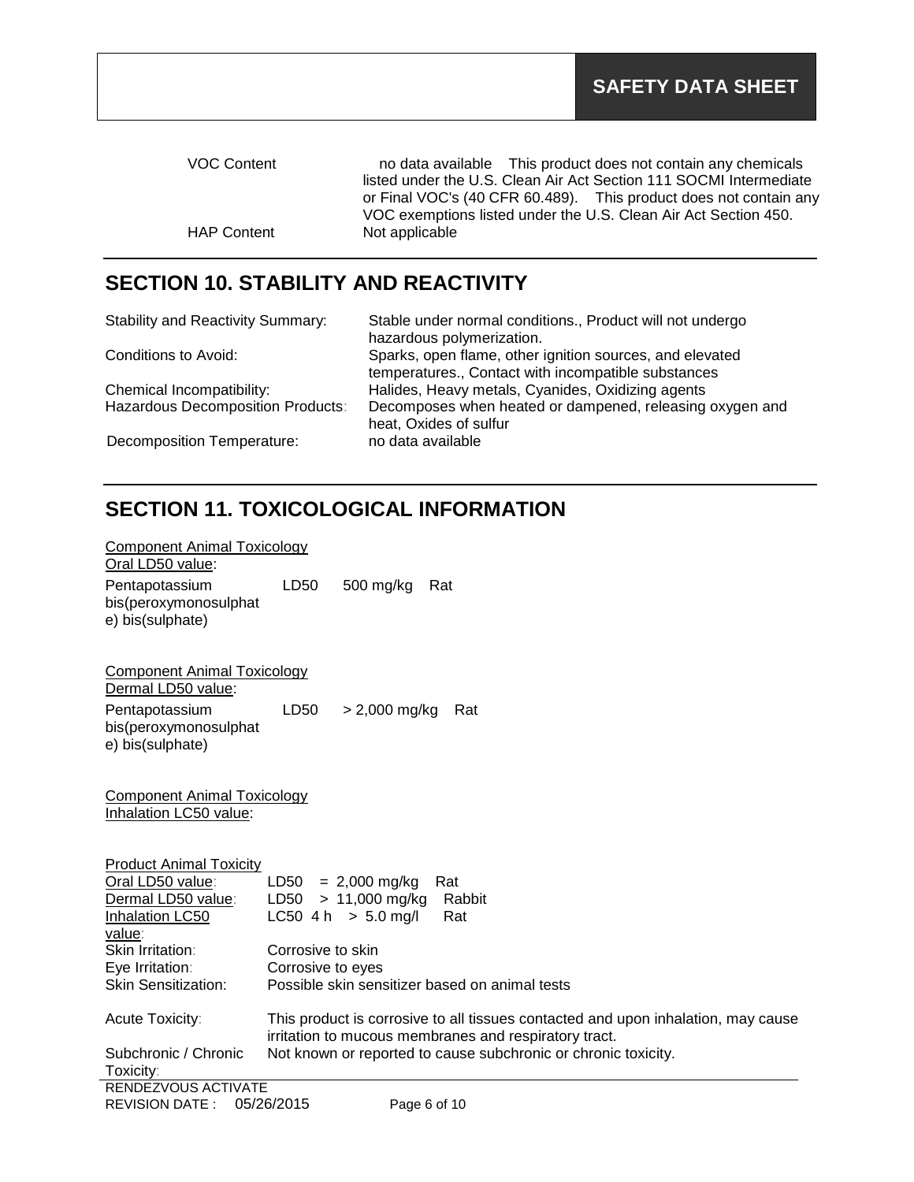| | |
|---|---|
| VOC Content | no data available This product does not contain any chemicals listed under the U.S. Clean Air Act Section 111 SOCMI Intermediate or Final VOC's (40 CFR 60.489). This product does not contain any VOC exemptions listed under the U.S. Clean Air Act Section 450. |
| HAP Content | Not applicable |

## SECTION 10. STABILITY AND REACTIVITY

| | |
|---|---|
| Stability and Reactivity Summary: | Stable under normal conditions., Product will not undergo hazardous polymerization. |
| Conditions to Avoid: | Sparks, open flame, other ignition sources, and elevated temperatures., Contact with incompatible substances |
| Chemical Incompatibility: | Halides, Heavy metals, Cyanides, Oxidizing agents |
| Hazardous Decomposition Products: | Decomposes when heated or dampened, releasing oxygen and heat, Oxides of sulfur |
| Decomposition Temperature: | no data available |

## SECTION 11. TOXICOLOGICAL INFORMATION

Component Animal Toxicology
Oral LD50 value:

| | | | |
|---|---|---|---|
| Pentapotassium bis(peroxymonosulphate) bis(sulphate) | LD50 | 500 mg/kg | Rat |

Component Animal Toxicology
Dermal LD50 value:

| | | | |
|---|---|---|---|
| Pentapotassium bis(peroxymonosulphate) bis(sulphate) | LD50 | > 2,000 mg/kg | Rat |

Component Animal Toxicology
Inhalation LC50 value:

Product Animal Toxicity

| | |
|---|---|
| Oral LD50 value: | LD50 = 2,000 mg/kg Rat |
| Dermal LD50 value: | LD50 > 11,000 mg/kg Rabbit |
| Inhalation LC50 value: | LC50 4 h > 5.0 mg/l Rat |
| Skin Irritation: | Corrosive to skin |
| Eye Irritation: | Corrosive to eyes |
| Skin Sensitization: | Possible skin sensitizer based on animal tests |
| Acute Toxicity: | This product is corrosive to all tissues contacted and upon inhalation, may cause irritation to mucous membranes and respiratory tract. |
| Subchronic / Chronic Toxicity: | Not known or reported to cause subchronic or chronic toxicity. |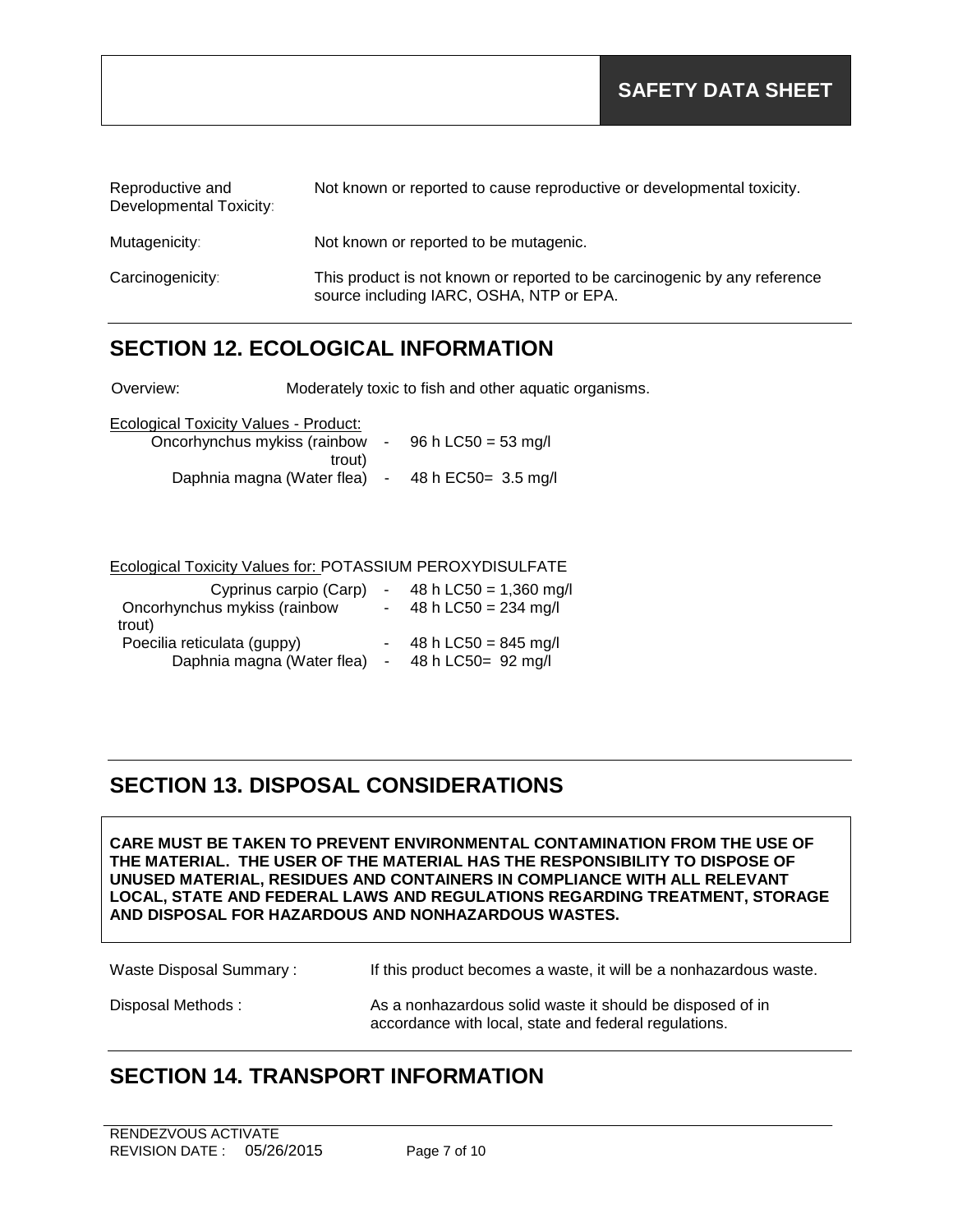| | |
|---|---|
| Reproductive and Developmental Toxicity: | Not known or reported to cause reproductive or developmental toxicity. |
| Mutagenicity: | Not known or reported to be mutagenic. |
| Carcinogenicity: | This product is not known or reported to be carcinogenic by any reference source including IARC, OSHA, NTP or EPA. |

## SECTION 12. ECOLOGICAL INFORMATION

Overview: Moderately toxic to fish and other aquatic organisms.

Ecological Toxicity Values - Product:

| | | |
|---|---|---|
| Oncorhynchus mykiss (rainbow trout) | - | 96 h LC50 = 53 mg/l |
| Daphnia magna (Water flea) | - | 48 h EC50= 3.5 mg/l |

Ecological Toxicity Values for: POTASSIUM PEROXYDISULFATE

| | | |
|---|---|---|
| Cyprinus carpio (Carp) | - | 48 h LC50 = 1,360 mg/l |
| Oncorhynchus mykiss (rainbow trout) | - | 48 h LC50 = 234 mg/l |
| Poecilia reticulata (guppy) | - | 48 h LC50 = 845 mg/l |
| Daphnia magna (Water flea) | - | 48 h LC50= 92 mg/l |

## SECTION 13. DISPOSAL CONSIDERATIONS

**CARE MUST BE TAKEN TO PREVENT ENVIRONMENTAL CONTAMINATION FROM THE USE OF THE MATERIAL. THE USER OF THE MATERIAL HAS THE RESPONSIBILITY TO DISPOSE OF UNUSED MATERIAL, RESIDUES AND CONTAINERS IN COMPLIANCE WITH ALL RELEVANT LOCAL, STATE AND FEDERAL LAWS AND REGULATIONS REGARDING TREATMENT, STORAGE AND DISPOSAL FOR HAZARDOUS AND NONHAZARDOUS WASTES.**

| | |
|---|---|
| Waste Disposal Summary : | If this product becomes a waste, it will be a nonhazardous waste. |
| Disposal Methods : | As a nonhazardous solid waste it should be disposed of in accordance with local, state and federal regulations. |

## SECTION 14. TRANSPORT INFORMATION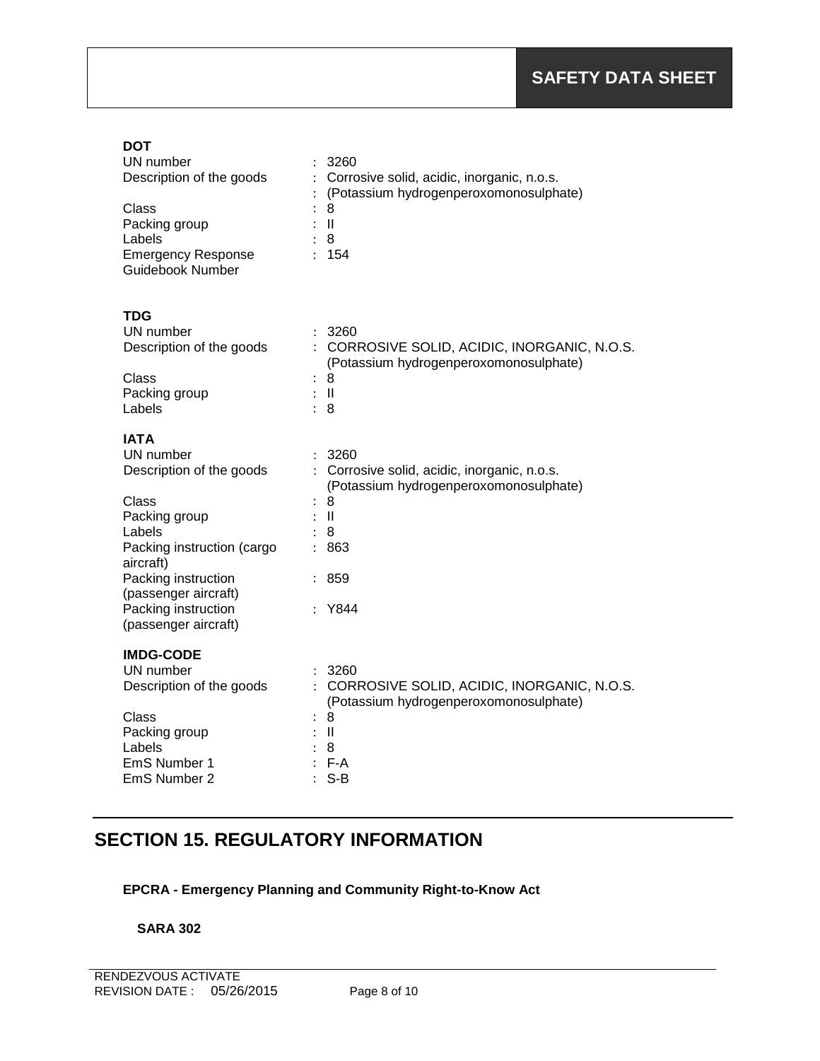**DOT**

| | |
|---|---|
| UN number | : 3260 |
| Description of the goods | : Corrosive solid, acidic, inorganic, n.o.s. |
| | : (Potassium hydrogenperoxomonosulphate) |
| Class | : 8 |
| Packing group | : II |
| Labels | : 8 |
| Emergency Response Guidebook Number | : 154 |

**TDG**

| | |
|---|---|
| UN number | : 3260 |
| Description of the goods | : CORROSIVE SOLID, ACIDIC, INORGANIC, N.O.S. (Potassium hydrogenperoxomonosulphate) |
| Class | : 8 |
| Packing group | : II |
| Labels | : 8 |

**IATA**

| | |
|---|---|
| UN number | : 3260 |
| Description of the goods | : Corrosive solid, acidic, inorganic, n.o.s. (Potassium hydrogenperoxomonosulphate) |
| Class | : 8 |
| Packing group | : II |
| Labels | : 8 |
| Packing instruction (cargo aircraft) | : 863 |
| Packing instruction (passenger aircraft) | : 859 |
| Packing instruction (passenger aircraft) | : Y844 |

**IMDG-CODE**

| | |
|---|---|
| UN number | : 3260 |
| Description of the goods | : CORROSIVE SOLID, ACIDIC, INORGANIC, N.O.S. (Potassium hydrogenperoxomonosulphate) |
| Class | : 8 |
| Packing group | : II |
| Labels | : 8 |
| EmS Number 1 | : F-A |
| EmS Number 2 | : S-B |

## SECTION 15. REGULATORY INFORMATION

**EPCRA - Emergency Planning and Community Right-to-Know Act**

**SARA 302**

RENDEZVOUS ACTIVATE
REVISION DATE : 05/26/2015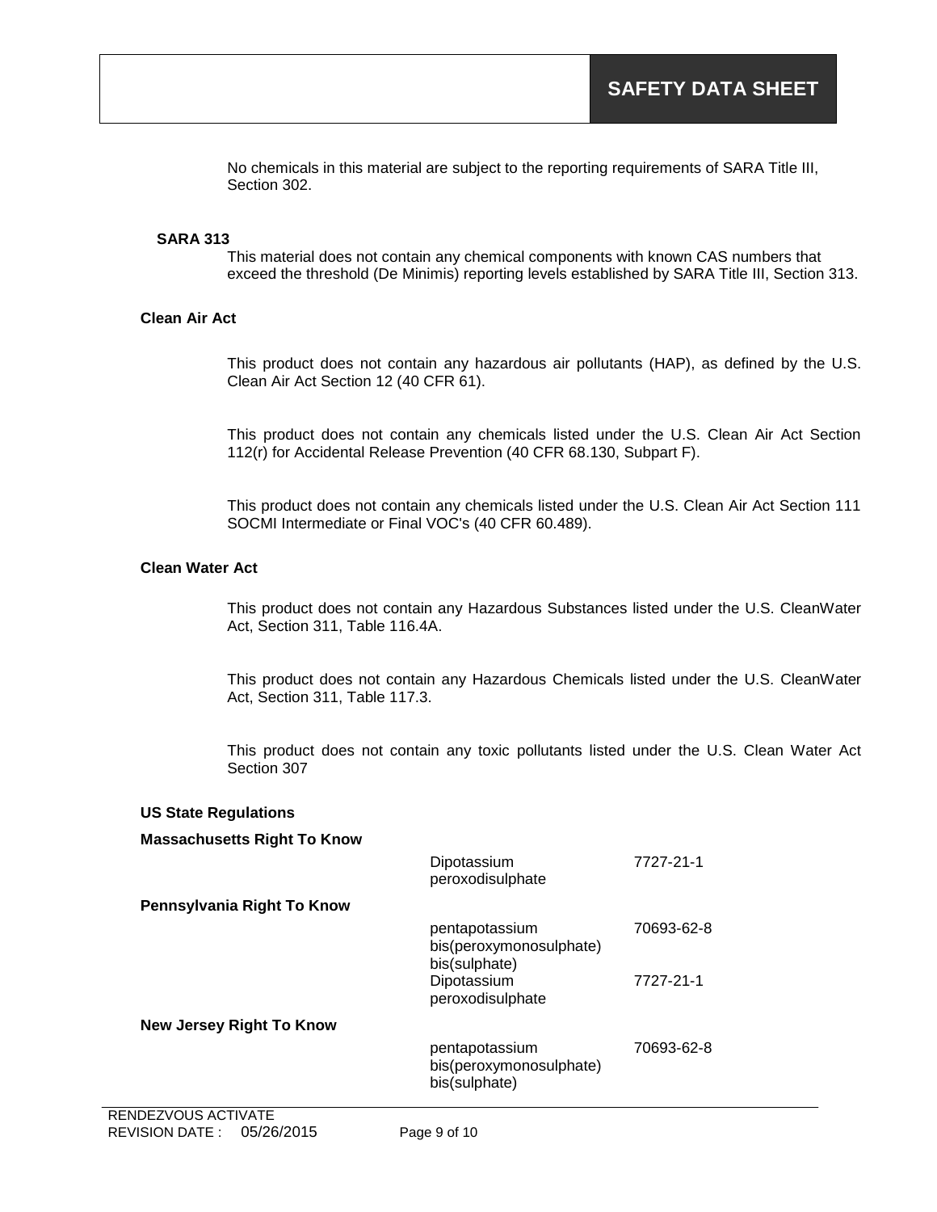No chemicals in this material are subject to the reporting requirements of SARA Title III, Section 302.

**SARA 313**

This material does not contain any chemical components with known CAS numbers that exceed the threshold (De Minimis) reporting levels established by SARA Title III, Section 313.

**Clean Air Act**

This product does not contain any hazardous air pollutants (HAP), as defined by the U.S. Clean Air Act Section 12 (40 CFR 61).

This product does not contain any chemicals listed under the U.S. Clean Air Act Section 112(r) for Accidental Release Prevention (40 CFR 68.130, Subpart F).

This product does not contain any chemicals listed under the U.S. Clean Air Act Section 111 SOCMI Intermediate or Final VOC's (40 CFR 60.489).

**Clean Water Act**

This product does not contain any Hazardous Substances listed under the U.S. CleanWater Act, Section 311, Table 116.4A.

This product does not contain any Hazardous Chemicals listed under the U.S. CleanWater Act, Section 311, Table 117.3.

This product does not contain any toxic pollutants listed under the U.S. Clean Water Act Section 307

**US State Regulations**

| Regulation | Component | CAS |
|---|---|---|
| **Massachusetts Right To Know** | Dipotassium peroxodisulphate | 7727-21-1 |
| **Pennsylvania Right To Know** | pentapotassium bis(peroxymonosulphate) bis(sulphate) | 70693-62-8 |
| | Dipotassium peroxodisulphate | 7727-21-1 |
| **New Jersey Right To Know** | pentapotassium bis(peroxymonosulphate) bis(sulphate) | 70693-62-8 |

RENDEZVOUS ACTIVATE
REVISION DATE : 05/26/2015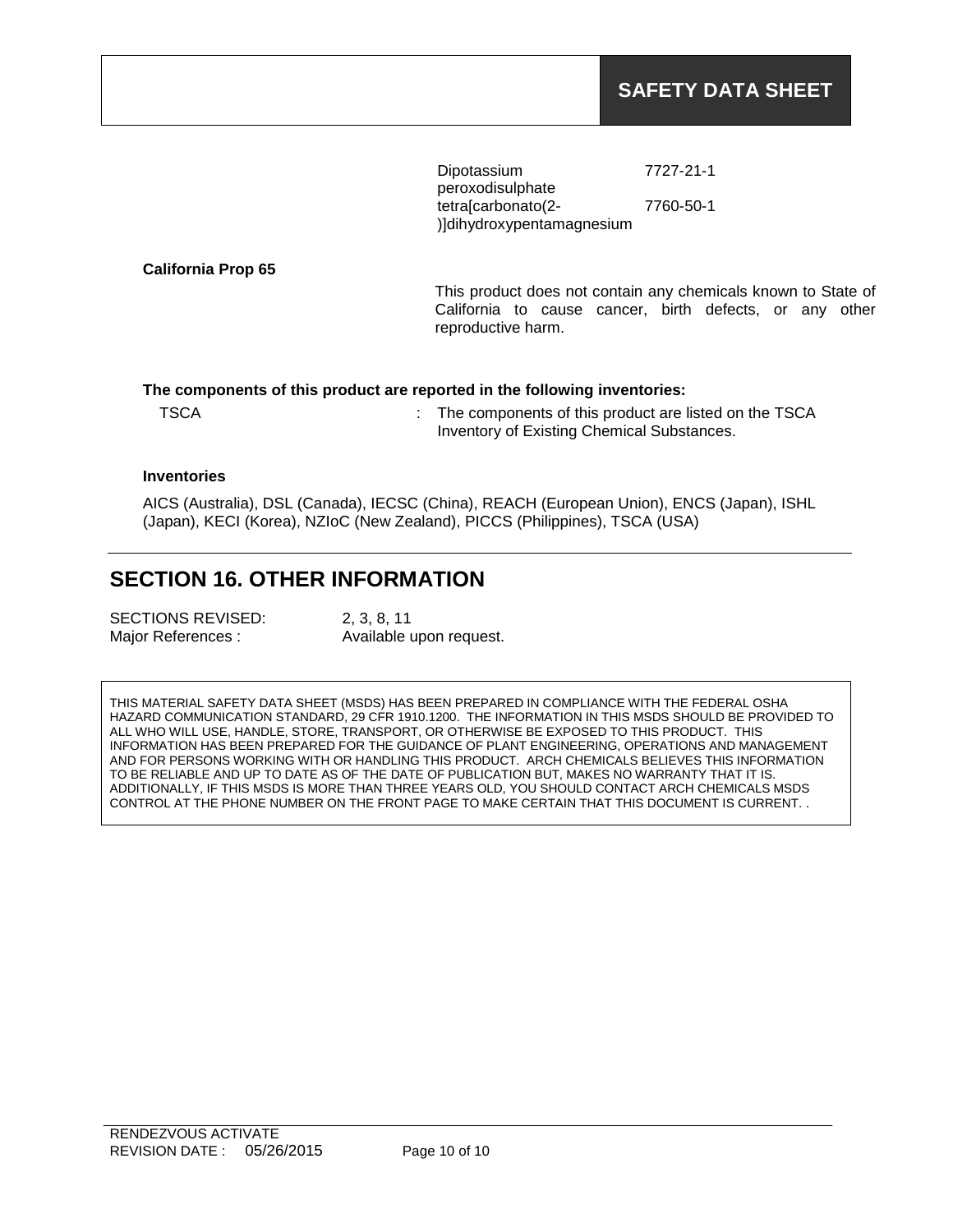| | |
|---|---|
| Dipotassium peroxodisulphate | 7727-21-1 |
| tetra[carbonato(2-)]dihydroxypentamagnesium | 7760-50-1 |

**California Prop 65**

This product does not contain any chemicals known to State of California to cause cancer, birth defects, or any other reproductive harm.

**The components of this product are reported in the following inventories:**

TSCA : The components of this product are listed on the TSCA Inventory of Existing Chemical Substances.

**Inventories**

AICS (Australia), DSL (Canada), IECSC (China), REACH (European Union), ENCS (Japan), ISHL (Japan), KECI (Korea), NZIoC (New Zealand), PICCS (Philippines), TSCA (USA)

## SECTION 16. OTHER INFORMATION

SECTIONS REVISED: 2, 3, 8, 11
Major References : Available upon request.

THIS MATERIAL SAFETY DATA SHEET (MSDS) HAS BEEN PREPARED IN COMPLIANCE WITH THE FEDERAL OSHA HAZARD COMMUNICATION STANDARD, 29 CFR 1910.1200. THE INFORMATION IN THIS MSDS SHOULD BE PROVIDED TO ALL WHO WILL USE, HANDLE, STORE, TRANSPORT, OR OTHERWISE BE EXPOSED TO THIS PRODUCT. THIS INFORMATION HAS BEEN PREPARED FOR THE GUIDANCE OF PLANT ENGINEERING, OPERATIONS AND MANAGEMENT AND FOR PERSONS WORKING WITH OR HANDLING THIS PRODUCT. ARCH CHEMICALS BELIEVES THIS INFORMATION TO BE RELIABLE AND UP TO DATE AS OF THE DATE OF PUBLICATION BUT, MAKES NO WARRANTY THAT IT IS. ADDITIONALLY, IF THIS MSDS IS MORE THAN THREE YEARS OLD, YOU SHOULD CONTACT ARCH CHEMICALS MSDS CONTROL AT THE PHONE NUMBER ON THE FRONT PAGE TO MAKE CERTAIN THAT THIS DOCUMENT IS CURRENT. .